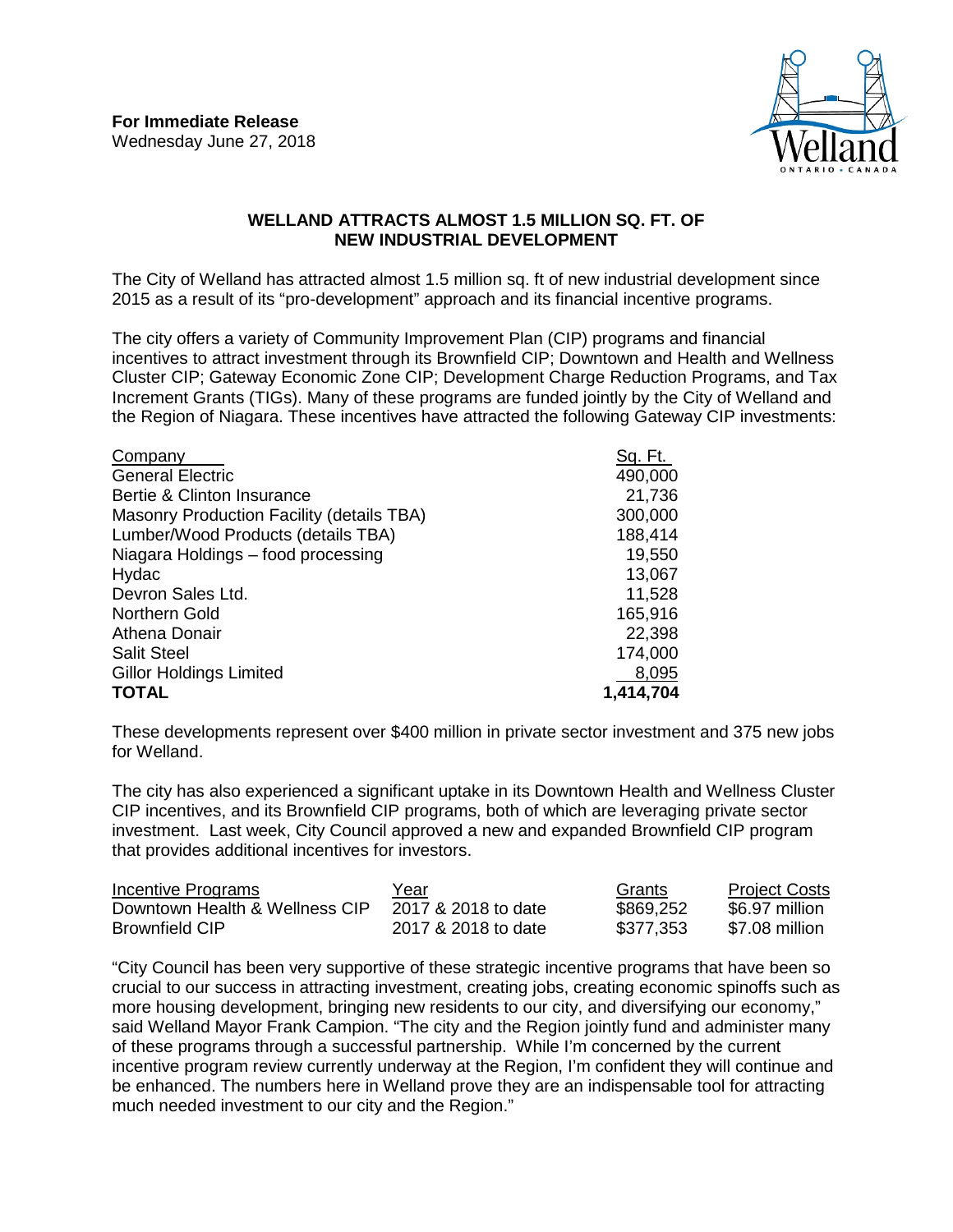**For Immediate Release**
Wednesday June 27, 2018

# WELLAND ATTRACTS ALMOST 1.5 MILLION SQ. FT. OF NEW INDUSTRIAL DEVELOPMENT

The City of Welland has attracted almost 1.5 million sq. ft of new industrial development since 2015 as a result of its "pro-development" approach and its financial incentive programs.

The city offers a variety of Community Improvement Plan (CIP) programs and financial incentives to attract investment through its Brownfield CIP; Downtown and Health and Wellness Cluster CIP; Gateway Economic Zone CIP; Development Charge Reduction Programs, and Tax Increment Grants (TIGs). Many of these programs are funded jointly by the City of Welland and the Region of Niagara. These incentives have attracted the following Gateway CIP investments:

| Company | Sq. Ft. |
|---|---|
| General Electric | 490,000 |
| Bertie & Clinton Insurance | 21,736 |
| Masonry Production Facility (details TBA) | 300,000 |
| Lumber/Wood Products (details TBA) | 188,414 |
| Niagara Holdings – food processing | 19,550 |
| Hydac | 13,067 |
| Devron Sales Ltd. | 11,528 |
| Northern Gold | 165,916 |
| Athena Donair | 22,398 |
| Salit Steel | 174,000 |
| Gillor Holdings Limited | 8,095 |
| **TOTAL** | **1,414,704** |

These developments represent over $400 million in private sector investment and 375 new jobs for Welland.

The city has also experienced a significant uptake in its Downtown Health and Wellness Cluster CIP incentives, and its Brownfield CIP programs, both of which are leveraging private sector investment. Last week, City Council approved a new and expanded Brownfield CIP program that provides additional incentives for investors.

| Incentive Programs | Year | Grants | Project Costs |
|---|---|---|---|
| Downtown Health & Wellness CIP | 2017 & 2018 to date | $869,252 | $6.97 million |
| Brownfield CIP | 2017 & 2018 to date | $377,353 | $7.08 million |

"City Council has been very supportive of these strategic incentive programs that have been so crucial to our success in attracting investment, creating jobs, creating economic spinoffs such as more housing development, bringing new residents to our city, and diversifying our economy," said Welland Mayor Frank Campion. "The city and the Region jointly fund and administer many of these programs through a successful partnership. While I'm concerned by the current incentive program review currently underway at the Region, I'm confident they will continue and be enhanced. The numbers here in Welland prove they are an indispensable tool for attracting much needed investment to our city and the Region."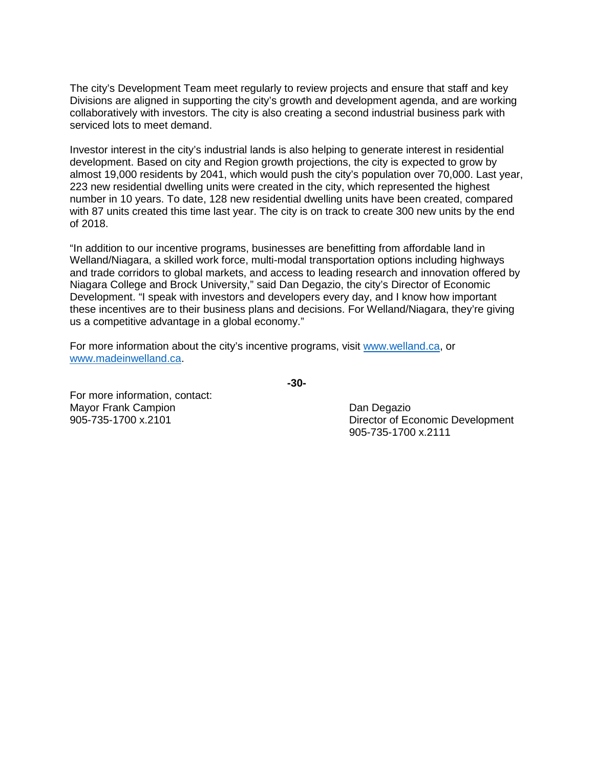The city's Development Team meet regularly to review projects and ensure that staff and key Divisions are aligned in supporting the city's growth and development agenda, and are working collaboratively with investors. The city is also creating a second industrial business park with serviced lots to meet demand.

Investor interest in the city's industrial lands is also helping to generate interest in residential development. Based on city and Region growth projections, the city is expected to grow by almost 19,000 residents by 2041, which would push the city's population over 70,000. Last year, 223 new residential dwelling units were created in the city, which represented the highest number in 10 years. To date, 128 new residential dwelling units have been created, compared with 87 units created this time last year. The city is on track to create 300 new units by the end of 2018.

"In addition to our incentive programs, businesses are benefitting from affordable land in Welland/Niagara, a skilled work force, multi-modal transportation options including highways and trade corridors to global markets, and access to leading research and innovation offered by Niagara College and Brock University," said Dan Degazio, the city's Director of Economic Development. "I speak with investors and developers every day, and I know how important these incentives are to their business plans and decisions. For Welland/Niagara, they're giving us a competitive advantage in a global economy."

For more information about the city's incentive programs, visit [www.welland.ca](http://www.welland.ca), or [www.madeinwelland.ca](http://www.madeinwelland.ca).

**-30-**

For more information, contact:

Mayor Frank Campion
905-735-1700 x.2101

Dan Degazio
Director of Economic Development
905-735-1700 x.2111